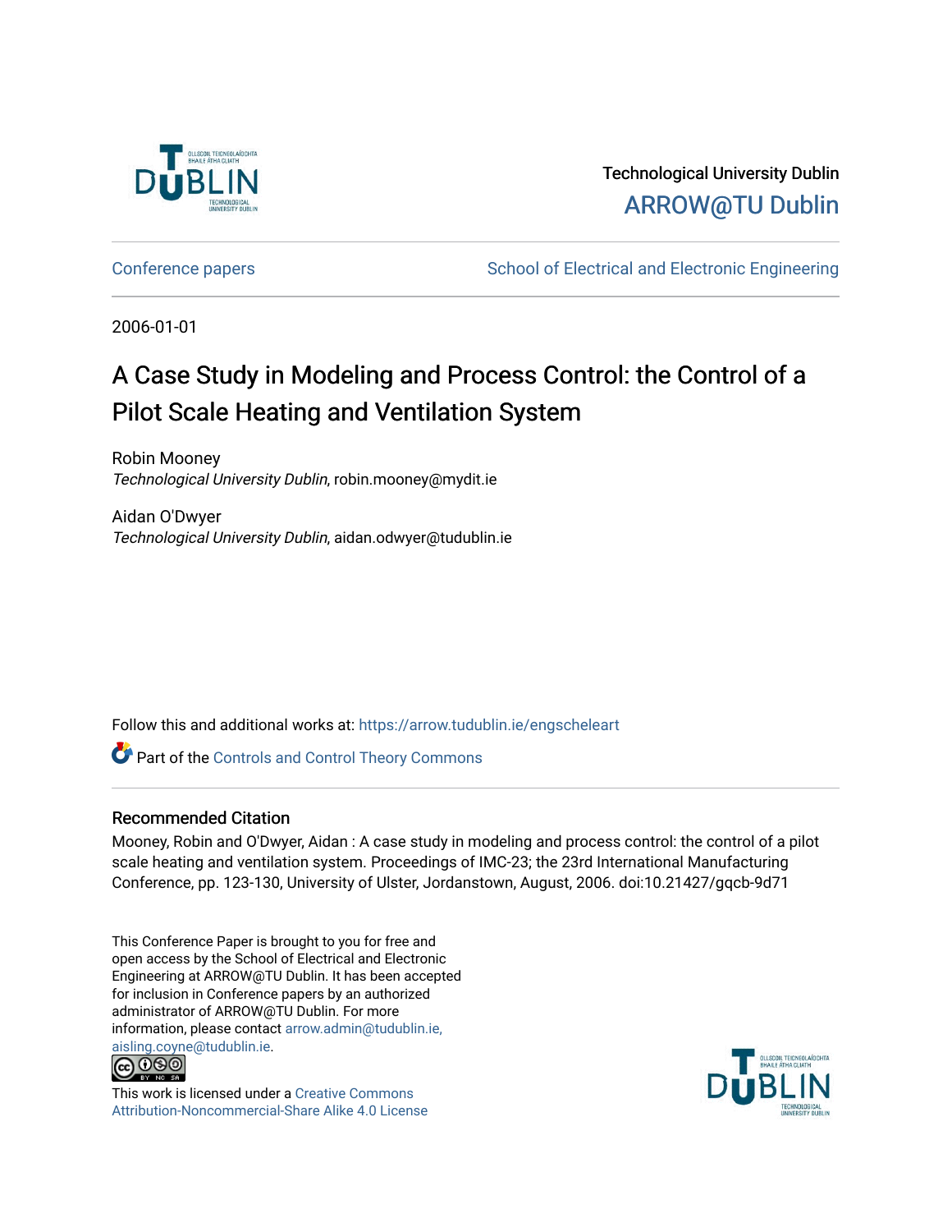Technological University Dublin

ARROW@TU Dublin

Conference papers

School of Electrical and Electronic Engineering

2006-01-01

# A Case Study in Modeling and Process Control: the Control of a Pilot Scale Heating and Ventilation System

Robin Mooney

*Technological University Dublin*, robin.mooney@mydit.ie

Aidan O'Dwyer

*Technological University Dublin*, aidan.odwyer@tudublin.ie

Follow this and additional works at: https://arrow.tudublin.ie/engscheleart

Part of the Controls and Control Theory Commons

## Recommended Citation

Mooney, Robin and O'Dwyer, Aidan : A case study in modeling and process control: the control of a pilot scale heating and ventilation system. Proceedings of IMC-23; the 23rd International Manufacturing Conference, pp. 123-130, University of Ulster, Jordanstown, August, 2006. doi:10.21427/gqcb-9d71

This Conference Paper is brought to you for free and open access by the School of Electrical and Electronic Engineering at ARROW@TU Dublin. It has been accepted for inclusion in Conference papers by an authorized administrator of ARROW@TU Dublin. For more information, please contact arrow.admin@tudublin.ie, aisling.coyne@tudublin.ie.

This work is licensed under a Creative Commons Attribution-Noncommercial-Share Alike 4.0 License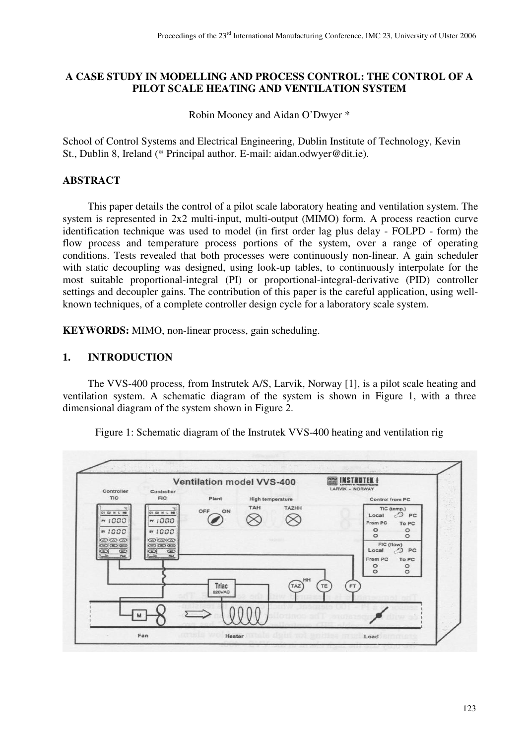# A CASE STUDY IN MODELLING AND PROCESS CONTROL: THE CONTROL OF A PILOT SCALE HEATING AND VENTILATION SYSTEM

Robin Mooney and Aidan O'Dwyer *

School of Control Systems and Electrical Engineering, Dublin Institute of Technology, Kevin St., Dublin 8, Ireland (* Principal author. E-mail: aidan.odwyer@dit.ie).

## ABSTRACT

This paper details the control of a pilot scale laboratory heating and ventilation system. The system is represented in 2x2 multi-input, multi-output (MIMO) form. A process reaction curve identification technique was used to model (in first order lag plus delay - FOLPD - form) the flow process and temperature process portions of the system, over a range of operating conditions. Tests revealed that both processes were continuously non-linear. A gain scheduler with static decoupling was designed, using look-up tables, to continuously interpolate for the most suitable proportional-integral (PI) or proportional-integral-derivative (PID) controller settings and decoupler gains. The contribution of this paper is the careful application, using well-known techniques, of a complete controller design cycle for a laboratory scale system.

**KEYWORDS:** MIMO, non-linear process, gain scheduling.

## 1. INTRODUCTION

The VVS-400 process, from Instrutek A/S, Larvik, Norway [1], is a pilot scale heating and ventilation system. A schematic diagram of the system is shown in Figure 1, with a three dimensional diagram of the system shown in Figure 2.

Figure 1: Schematic diagram of the Instrutek VVS-400 heating and ventilation rig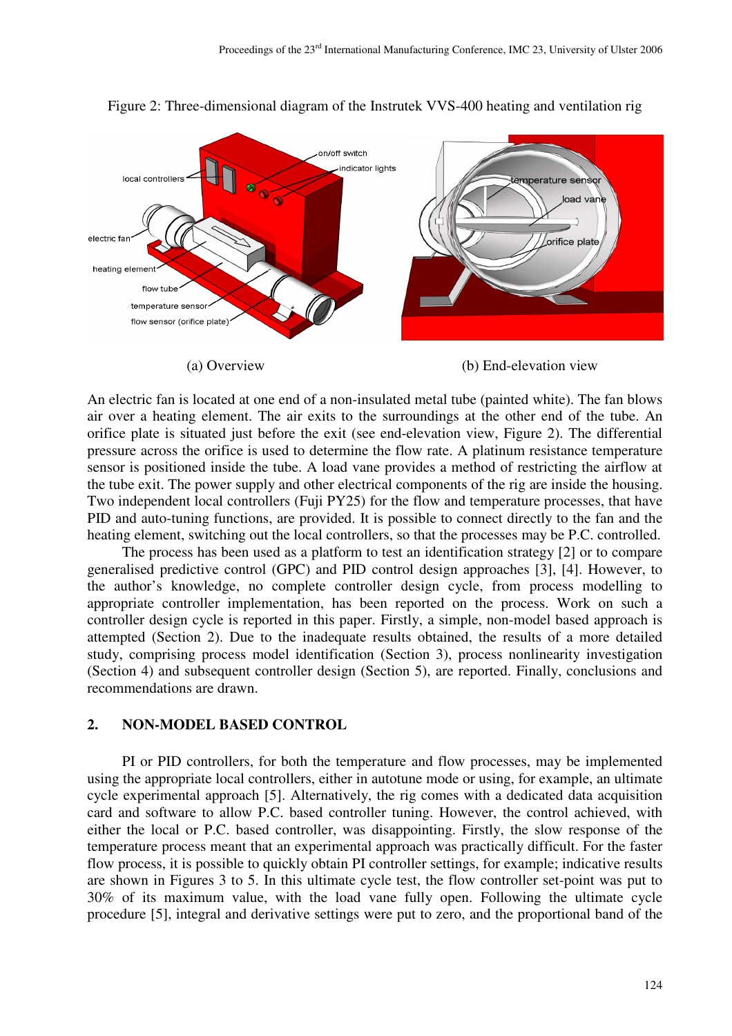Figure 2: Three-dimensional diagram of the Instrutek VVS-400 heating and ventilation rig

(a) Overview

(b) End-elevation view

An electric fan is located at one end of a non-insulated metal tube (painted white). The fan blows air over a heating element. The air exits to the surroundings at the other end of the tube. An orifice plate is situated just before the exit (see end-elevation view, Figure 2). The differential pressure across the orifice is used to determine the flow rate. A platinum resistance temperature sensor is positioned inside the tube. A load vane provides a method of restricting the airflow at the tube exit. The power supply and other electrical components of the rig are inside the housing. Two independent local controllers (Fuji PY25) for the flow and temperature processes, that have PID and auto-tuning functions, are provided. It is possible to connect directly to the fan and the heating element, switching out the local controllers, so that the processes may be P.C. controlled.

The process has been used as a platform to test an identification strategy [2] or to compare generalised predictive control (GPC) and PID control design approaches [3], [4]. However, to the author's knowledge, no complete controller design cycle, from process modelling to appropriate controller implementation, has been reported on the process. Work on such a controller design cycle is reported in this paper. Firstly, a simple, non-model based approach is attempted (Section 2). Due to the inadequate results obtained, the results of a more detailed study, comprising process model identification (Section 3), process nonlinearity investigation (Section 4) and subsequent controller design (Section 5), are reported. Finally, conclusions and recommendations are drawn.

## 2. NON-MODEL BASED CONTROL

PI or PID controllers, for both the temperature and flow processes, may be implemented using the appropriate local controllers, either in autotune mode or using, for example, an ultimate cycle experimental approach [5]. Alternatively, the rig comes with a dedicated data acquisition card and software to allow P.C. based controller tuning. However, the control achieved, with either the local or P.C. based controller, was disappointing. Firstly, the slow response of the temperature process meant that an experimental approach was practically difficult. For the faster flow process, it is possible to quickly obtain PI controller settings, for example; indicative results are shown in Figures 3 to 5. In this ultimate cycle test, the flow controller set-point was put to 30% of its maximum value, with the load vane fully open. Following the ultimate cycle procedure [5], integral and derivative settings were put to zero, and the proportional band of the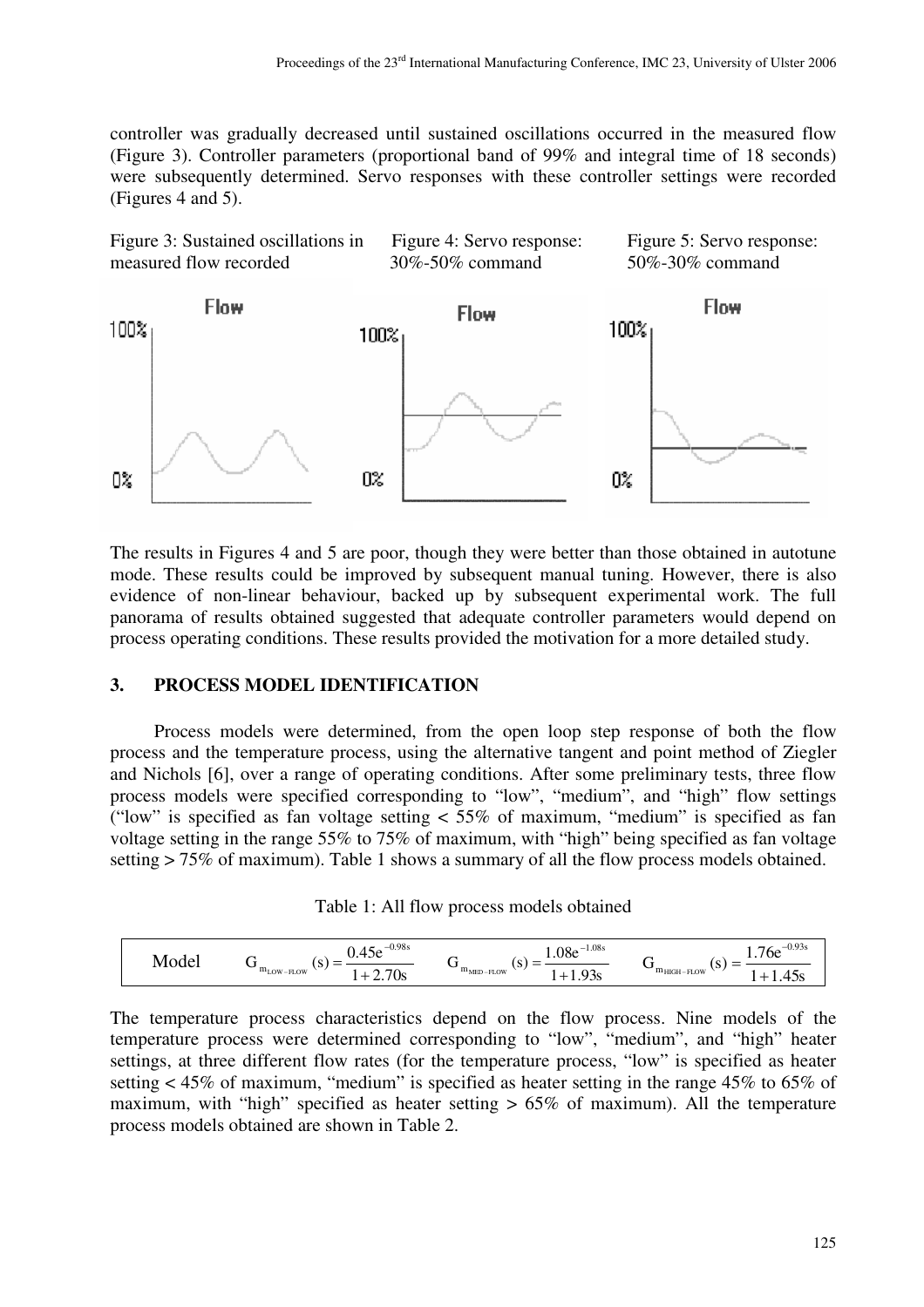controller was gradually decreased until sustained oscillations occurred in the measured flow (Figure 3). Controller parameters (proportional band of 99% and integral time of 18 seconds) were subsequently determined. Servo responses with these controller settings were recorded (Figures 4 and 5).

Figure 3: Sustained oscillations in measured flow recorded

Figure 4: Servo response: 30%-50% command

Figure 5: Servo response: 50%-30% command

The results in Figures 4 and 5 are poor, though they were better than those obtained in autotune mode. These results could be improved by subsequent manual tuning. However, there is also evidence of non-linear behaviour, backed up by subsequent experimental work. The full panorama of results obtained suggested that adequate controller parameters would depend on process operating conditions. These results provided the motivation for a more detailed study.

## 3. PROCESS MODEL IDENTIFICATION

Process models were determined, from the open loop step response of both the flow process and the temperature process, using the alternative tangent and point method of Ziegler and Nichols [6], over a range of operating conditions. After some preliminary tests, three flow process models were specified corresponding to "low", "medium", and "high" flow settings ("low" is specified as fan voltage setting < 55% of maximum, "medium" is specified as fan voltage setting in the range 55% to 75% of maximum, with "high" being specified as fan voltage setting > 75% of maximum). Table 1 shows a summary of all the flow process models obtained.

Table 1: All flow process models obtained

| Model | $G_{m_{LOW-FLOW}}(s) = \frac{0.45e^{-0.98s}}{1+2.70s}$ | $G_{m_{MED-FLOW}}(s) = \frac{1.08e^{-1.08s}}{1+1.93s}$ | $G_{m_{HIGH-FLOW}}(s) = \frac{1.76e^{-0.93s}}{1+1.45s}$ |
|---|---|---|---|

The temperature process characteristics depend on the flow process. Nine models of the temperature process were determined corresponding to "low", "medium", and "high" heater settings, at three different flow rates (for the temperature process, "low" is specified as heater setting < 45% of maximum, "medium" is specified as heater setting in the range 45% to 65% of maximum, with "high" specified as heater setting > 65% of maximum). All the temperature process models obtained are shown in Table 2.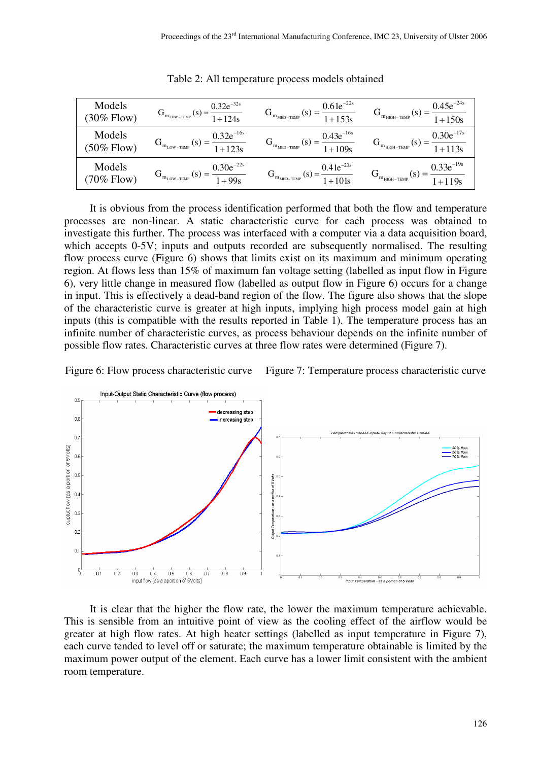Table 2: All temperature process models obtained

| | | | |
|---|---|---|---|
| Models (30% Flow) | $G_{m_{LOW-TEMP}}(s) = \frac{0.32e^{-32s}}{1+124s}$ | $G_{m_{MED-TEMP}}(s) = \frac{0.61e^{-22s}}{1+153s}$ | $G_{m_{HIGH-TEMP}}(s) = \frac{0.45e^{-24s}}{1+150s}$ |
| Models (50% Flow) | $G_{m_{LOW-TEMP}}(s) = \frac{0.32e^{-16s}}{1+123s}$ | $G_{m_{MED-TEMP}}(s) = \frac{0.43e^{-16s}}{1+109s}$ | $G_{m_{HIGH-TEMP}}(s) = \frac{0.30e^{-17s}}{1+113s}$ |
| Models (70% Flow) | $G_{m_{LOW-TEMP}}(s) = \frac{0.30e^{-22s}}{1+99s}$ | $G_{m_{MED-TEMP}}(s) = \frac{0.41e^{-23s}}{1+101s}$ | $G_{m_{HIGH-TEMP}}(s) = \frac{0.33e^{-19s}}{1+119s}$ |

It is obvious from the process identification performed that both the flow and temperature processes are non-linear. A static characteristic curve for each process was obtained to investigate this further. The process was interfaced with a computer via a data acquisition board, which accepts 0-5V; inputs and outputs recorded are subsequently normalised. The resulting flow process curve (Figure 6) shows that limits exist on its maximum and minimum operating region. At flows less than 15% of maximum fan voltage setting (labelled as input flow in Figure 6), very little change in measured flow (labelled as output flow in Figure 6) occurs for a change in input. This is effectively a dead-band region of the flow. The figure also shows that the slope of the characteristic curve is greater at high inputs, implying high process model gain at high inputs (this is compatible with the results reported in Table 1). The temperature process has an infinite number of characteristic curves, as process behaviour depends on the infinite number of possible flow rates. Characteristic curves at three flow rates were determined (Figure 7).

Figure 6: Flow process characteristic curve

Figure 7: Temperature process characteristic curve

It is clear that the higher the flow rate, the lower the maximum temperature achievable. This is sensible from an intuitive point of view as the cooling effect of the airflow would be greater at high flow rates. At high heater settings (labelled as input temperature in Figure 7), each curve tended to level off or saturate; the maximum temperature obtainable is limited by the maximum power output of the element. Each curve has a lower limit consistent with the ambient room temperature.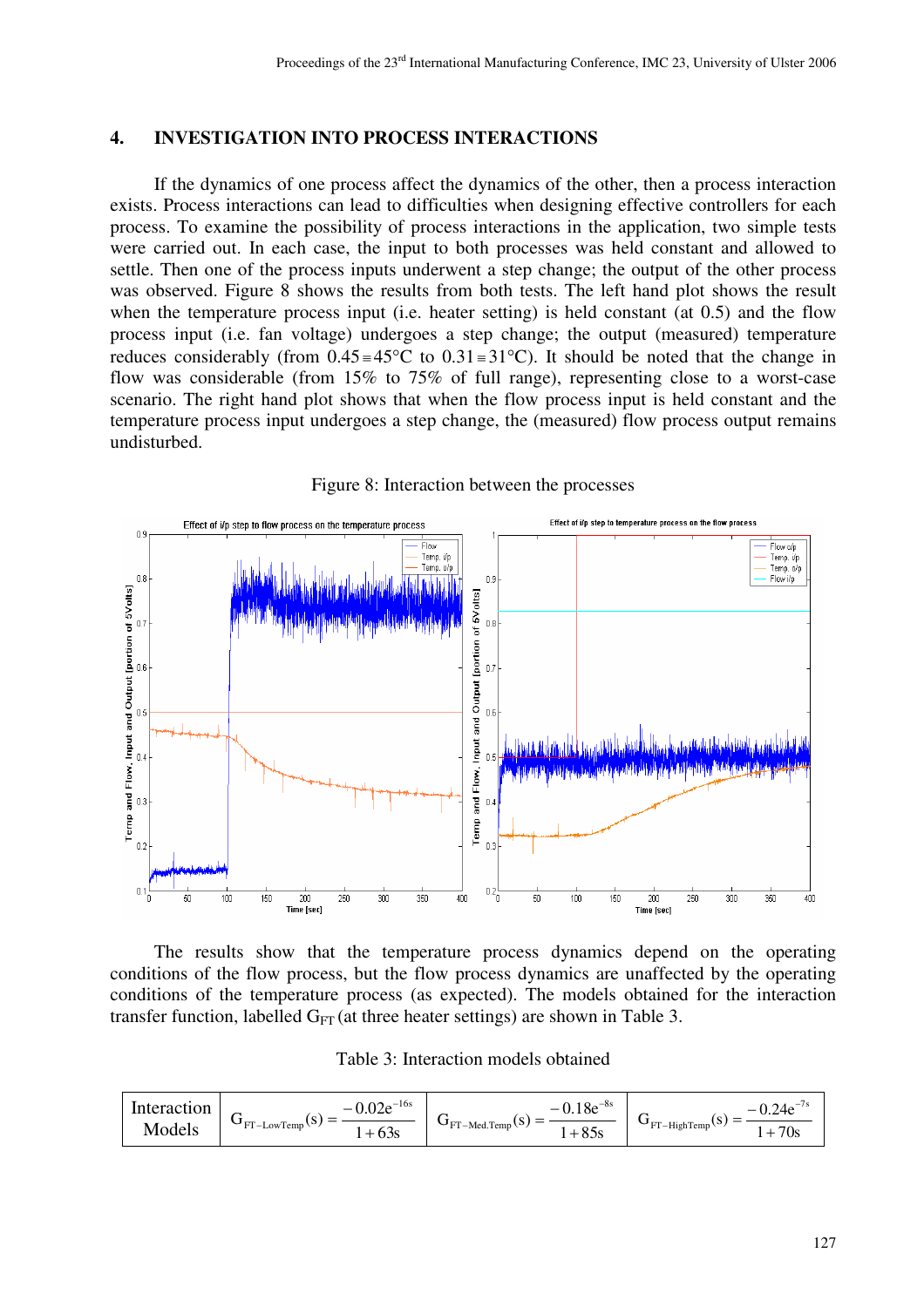## 4. INVESTIGATION INTO PROCESS INTERACTIONS

If the dynamics of one process affect the dynamics of the other, then a process interaction exists. Process interactions can lead to difficulties when designing effective controllers for each process. To examine the possibility of process interactions in the application, two simple tests were carried out. In each case, the input to both processes was held constant and allowed to settle. Then one of the process inputs underwent a step change; the output of the other process was observed. Figure 8 shows the results from both tests. The left hand plot shows the result when the temperature process input (i.e. heater setting) is held constant (at 0.5) and the flow process input (i.e. fan voltage) undergoes a step change; the output (measured) temperature reduces considerably (from $0.45 \equiv 45°C$ to $0.31 \equiv 31°C$). It should be noted that the change in flow was considerable (from 15% to 75% of full range), representing close to a worst-case scenario. The right hand plot shows that when the flow process input is held constant and the temperature process input undergoes a step change, the (measured) flow process output remains undisturbed.

Figure 8: Interaction between the processes

The results show that the temperature process dynamics depend on the operating conditions of the flow process, but the flow process dynamics are unaffected by the operating conditions of the temperature process (as expected). The models obtained for the interaction transfer function, labelled $G_{FT}$ (at three heater settings) are shown in Table 3.

Table 3: Interaction models obtained

| Interaction Models | $G_{FT-LowTemp}(s) = \frac{-0.02e^{-16s}}{1+63s}$ | $G_{FT-Med.Temp}(s) = \frac{-0.18e^{-8s}}{1+85s}$ | $G_{FT-HighTemp}(s) = \frac{-0.24e^{-7s}}{1+70s}$ |
|---|---|---|---|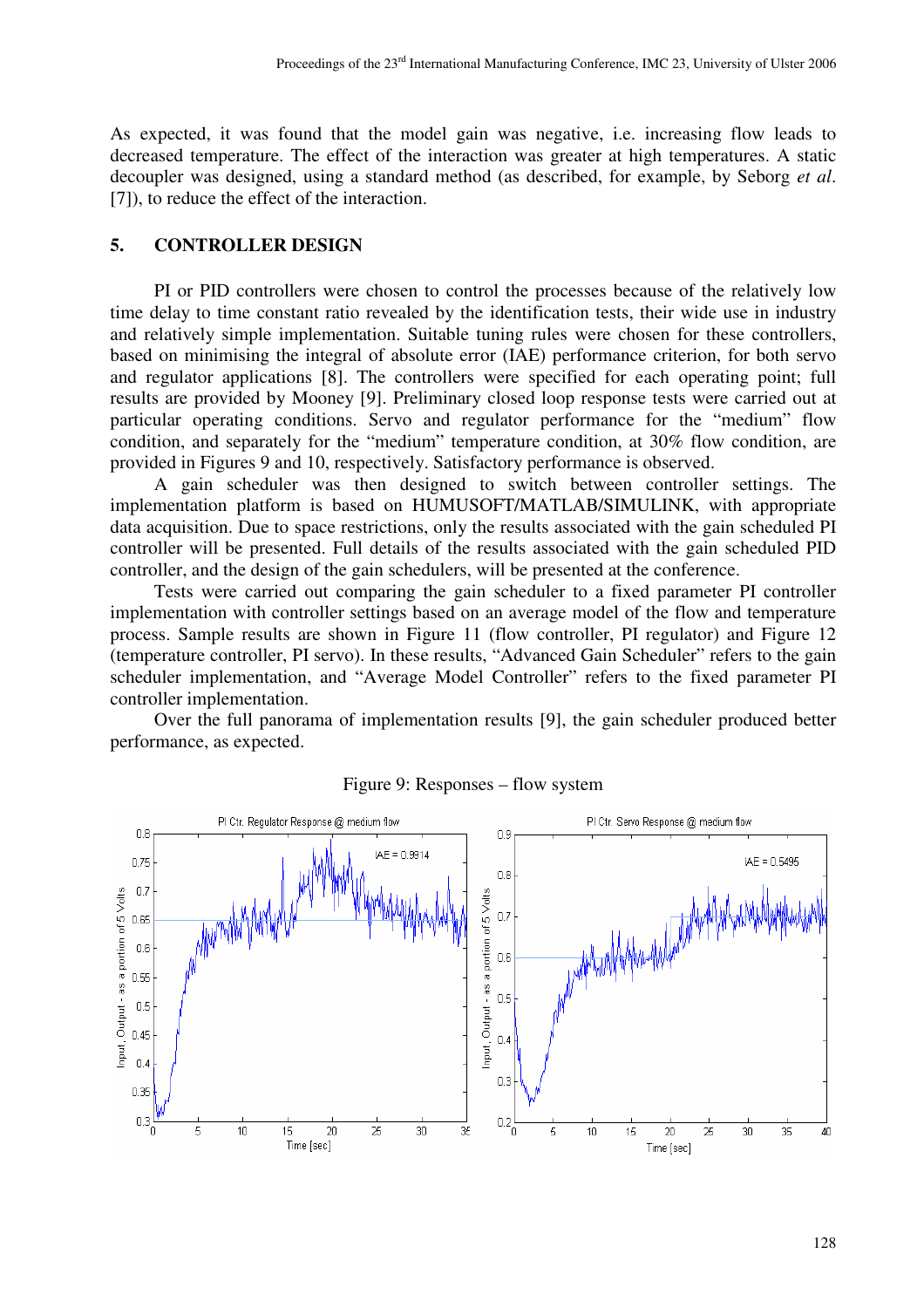As expected, it was found that the model gain was negative, i.e. increasing flow leads to decreased temperature. The effect of the interaction was greater at high temperatures. A static decoupler was designed, using a standard method (as described, for example, by Seborg *et al*. [7]), to reduce the effect of the interaction.

## 5. CONTROLLER DESIGN

PI or PID controllers were chosen to control the processes because of the relatively low time delay to time constant ratio revealed by the identification tests, their wide use in industry and relatively simple implementation. Suitable tuning rules were chosen for these controllers, based on minimising the integral of absolute error (IAE) performance criterion, for both servo and regulator applications [8]. The controllers were specified for each operating point; full results are provided by Mooney [9]. Preliminary closed loop response tests were carried out at particular operating conditions. Servo and regulator performance for the "medium" flow condition, and separately for the "medium" temperature condition, at 30% flow condition, are provided in Figures 9 and 10, respectively. Satisfactory performance is observed.

A gain scheduler was then designed to switch between controller settings. The implementation platform is based on HUMUSOFT/MATLAB/SIMULINK, with appropriate data acquisition. Due to space restrictions, only the results associated with the gain scheduled PI controller will be presented. Full details of the results associated with the gain scheduled PID controller, and the design of the gain schedulers, will be presented at the conference.

Tests were carried out comparing the gain scheduler to a fixed parameter PI controller implementation with controller settings based on an average model of the flow and temperature process. Sample results are shown in Figure 11 (flow controller, PI regulator) and Figure 12 (temperature controller, PI servo). In these results, "Advanced Gain Scheduler" refers to the gain scheduler implementation, and "Average Model Controller" refers to the fixed parameter PI controller implementation.

Over the full panorama of implementation results [9], the gain scheduler produced better performance, as expected.

Figure 9: Responses – flow system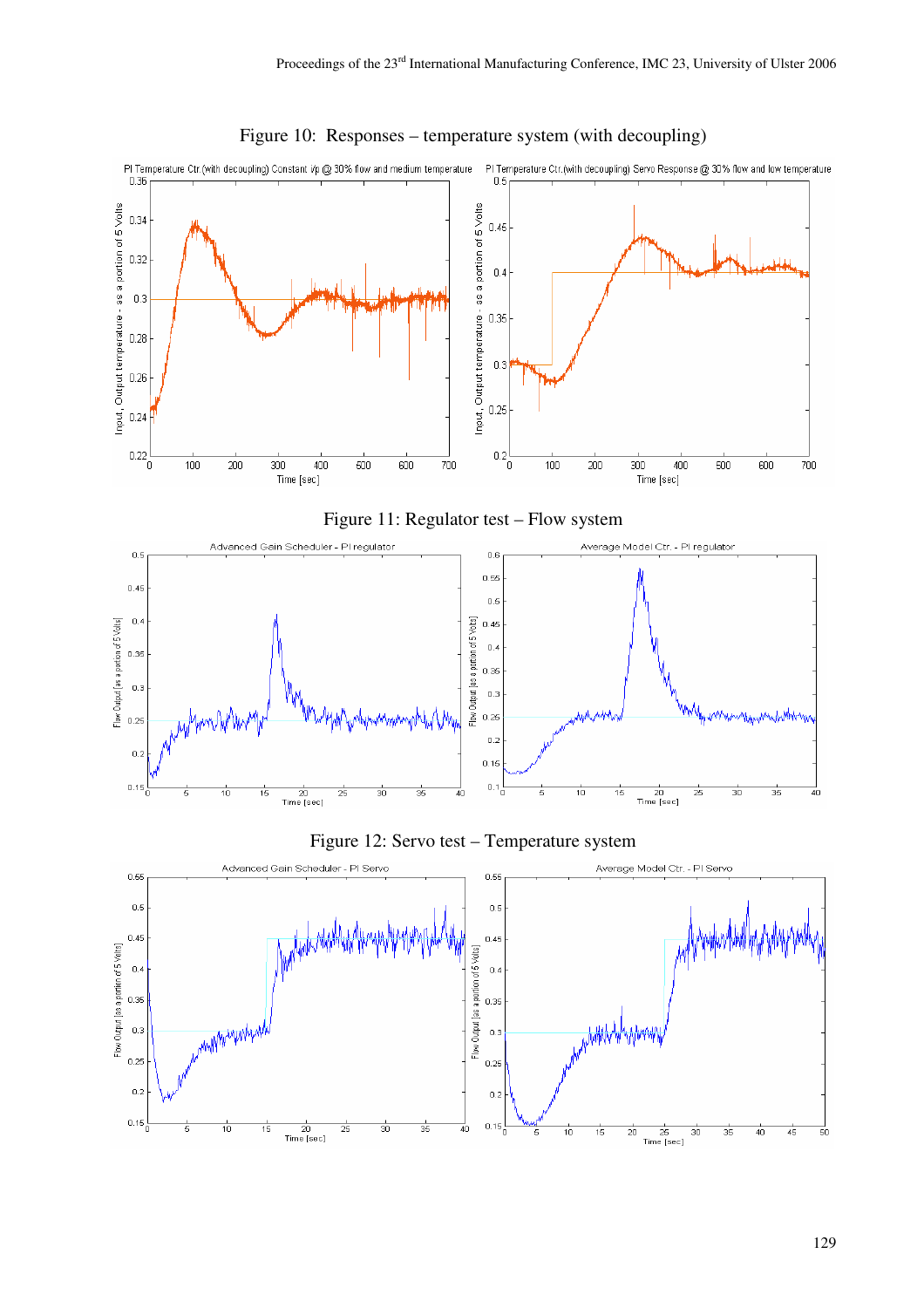Figure 10: Responses – temperature system (with decoupling)

Figure 11: Regulator test – Flow system

Figure 12: Servo test – Temperature system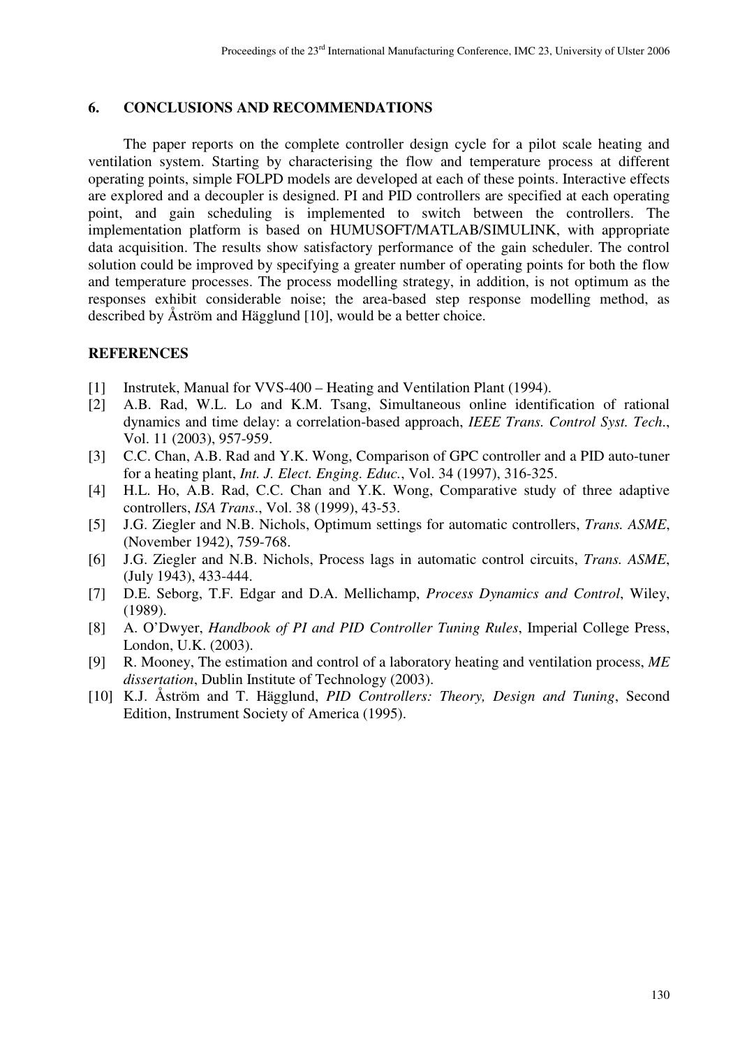## 6. CONCLUSIONS AND RECOMMENDATIONS

The paper reports on the complete controller design cycle for a pilot scale heating and ventilation system. Starting by characterising the flow and temperature process at different operating points, simple FOLPD models are developed at each of these points. Interactive effects are explored and a decoupler is designed. PI and PID controllers are specified at each operating point, and gain scheduling is implemented to switch between the controllers. The implementation platform is based on HUMUSOFT/MATLAB/SIMULINK, with appropriate data acquisition. The results show satisfactory performance of the gain scheduler. The control solution could be improved by specifying a greater number of operating points for both the flow and temperature processes. The process modelling strategy, in addition, is not optimum as the responses exhibit considerable noise; the area-based step response modelling method, as described by Åström and Hägglund [10], would be a better choice.

## REFERENCES

[1] Instrutek, Manual for VVS-400 – Heating and Ventilation Plant (1994).

[2] A.B. Rad, W.L. Lo and K.M. Tsang, Simultaneous online identification of rational dynamics and time delay: a correlation-based approach, *IEEE Trans. Control Syst. Tech.*, Vol. 11 (2003), 957-959.

[3] C.C. Chan, A.B. Rad and Y.K. Wong, Comparison of GPC controller and a PID auto-tuner for a heating plant, *Int. J. Elect. Enging. Educ.*, Vol. 34 (1997), 316-325.

[4] H.L. Ho, A.B. Rad, C.C. Chan and Y.K. Wong, Comparative study of three adaptive controllers, *ISA Trans*., Vol. 38 (1999), 43-53.

[5] J.G. Ziegler and N.B. Nichols, Optimum settings for automatic controllers, *Trans. ASME*, (November 1942), 759-768.

[6] J.G. Ziegler and N.B. Nichols, Process lags in automatic control circuits, *Trans. ASME*, (July 1943), 433-444.

[7] D.E. Seborg, T.F. Edgar and D.A. Mellichamp, *Process Dynamics and Control*, Wiley, (1989).

[8] A. O'Dwyer, *Handbook of PI and PID Controller Tuning Rules*, Imperial College Press, London, U.K. (2003).

[9] R. Mooney, The estimation and control of a laboratory heating and ventilation process, *ME dissertation*, Dublin Institute of Technology (2003).

[10] K.J. Åström and T. Hägglund, *PID Controllers: Theory, Design and Tuning*, Second Edition, Instrument Society of America (1995).